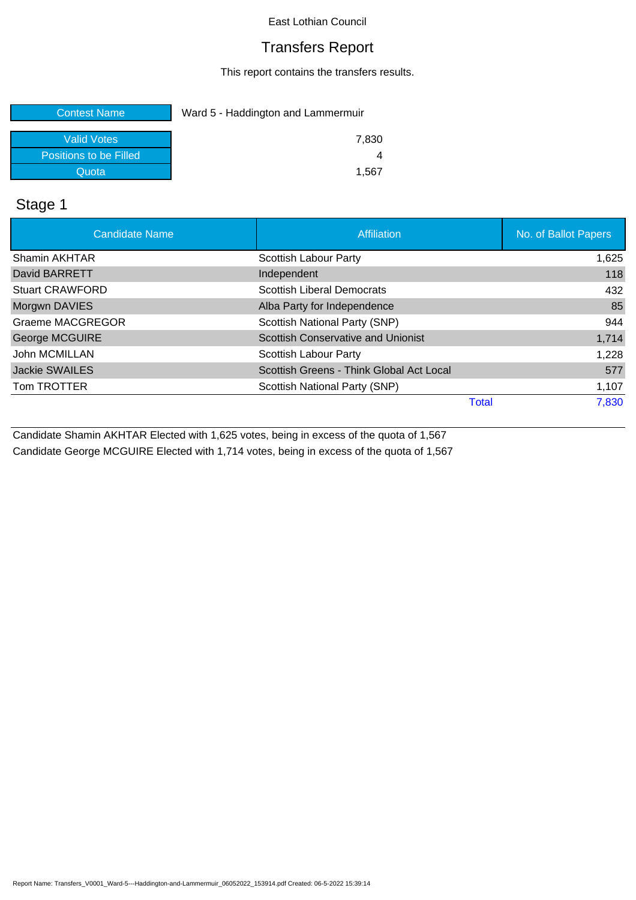East Lothian Council

# Transfers Report

This report contains the transfers results.

| Contest Name | Ward 5 - Haddington and Lammermuir |
|---|---|
| Valid Votes | 7,830 |
| Positions to be Filled | 4 |
| Quota | 1,567 |

## Stage 1

| Candidate Name | Affiliation | No. of Ballot Papers |
|---|---|---|
| Shamin AKHTAR | Scottish Labour Party | 1,625 |
| David BARRETT | Independent | 118 |
| Stuart CRAWFORD | Scottish Liberal Democrats | 432 |
| Morgwn DAVIES | Alba Party for Independence | 85 |
| Graeme MACGREGOR | Scottish National Party (SNP) | 944 |
| George MCGUIRE | Scottish Conservative and Unionist | 1,714 |
| John MCMILLAN | Scottish Labour Party | 1,228 |
| Jackie SWAILES | Scottish Greens - Think Global Act Local | 577 |
| Tom TROTTER | Scottish National Party (SNP) | 1,107 |
| | Total | 7,830 |

Candidate Shamin AKHTAR Elected with 1,625 votes, being in excess of the quota of 1,567

Candidate George MCGUIRE Elected with 1,714 votes, being in excess of the quota of 1,567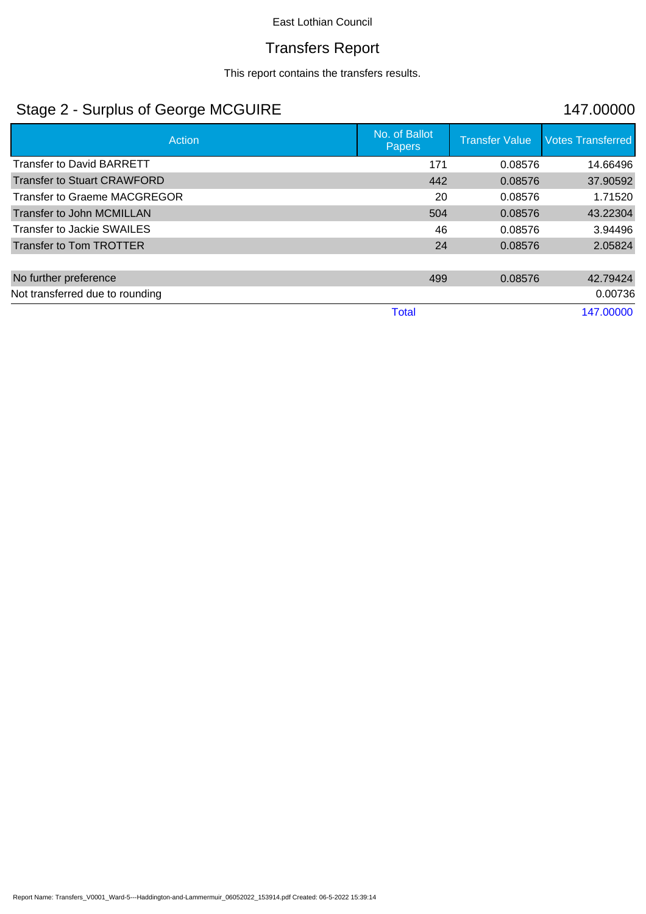East Lothian Council

# Transfers Report

This report contains the transfers results.

## Stage 2 - Surplus of George MCGUIRE

147.00000

| Action | No. of Ballot Papers | Transfer Value | Votes Transferred |
|---|---|---|---|
| Transfer to David BARRETT | 171 | 0.08576 | 14.66496 |
| Transfer to Stuart CRAWFORD | 442 | 0.08576 | 37.90592 |
| Transfer to Graeme MACGREGOR | 20 | 0.08576 | 1.71520 |
| Transfer to John MCMILLAN | 504 | 0.08576 | 43.22304 |
| Transfer to Jackie SWAILES | 46 | 0.08576 | 3.94496 |
| Transfer to Tom TROTTER | 24 | 0.08576 | 2.05824 |
| | | | |
| No further preference | 499 | 0.08576 | 42.79424 |
| Not transferred due to rounding | | | 0.00736 |
| | Total | | 147.00000 |

Report Name: Transfers_V0001_Ward-5---Haddington-and-Lammermuir_06052022_153914.pdf Created: 06-5-2022 15:39:14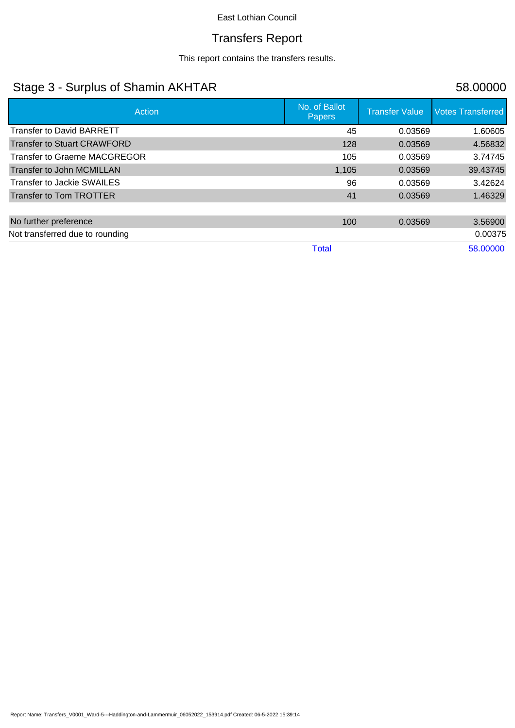East Lothian Council

# Transfers Report

This report contains the transfers results.

## Stage 3 - Surplus of Shamin AKHTAR

58.00000

| Action | No. of Ballot Papers | Transfer Value | Votes Transferred |
|---|---|---|---|
| Transfer to David BARRETT | 45 | 0.03569 | 1.60605 |
| Transfer to Stuart CRAWFORD | 128 | 0.03569 | 4.56832 |
| Transfer to Graeme MACGREGOR | 105 | 0.03569 | 3.74745 |
| Transfer to John MCMILLAN | 1,105 | 0.03569 | 39.43745 |
| Transfer to Jackie SWAILES | 96 | 0.03569 | 3.42624 |
| Transfer to Tom TROTTER | 41 | 0.03569 | 1.46329 |
| | | | |
| No further preference | 100 | 0.03569 | 3.56900 |
| Not transferred due to rounding | | | 0.00375 |
| | Total | | 58.00000 |

Report Name: Transfers_V0001_Ward-5---Haddington-and-Lammermuir_06052022_153914.pdf Created: 06-5-2022 15:39:14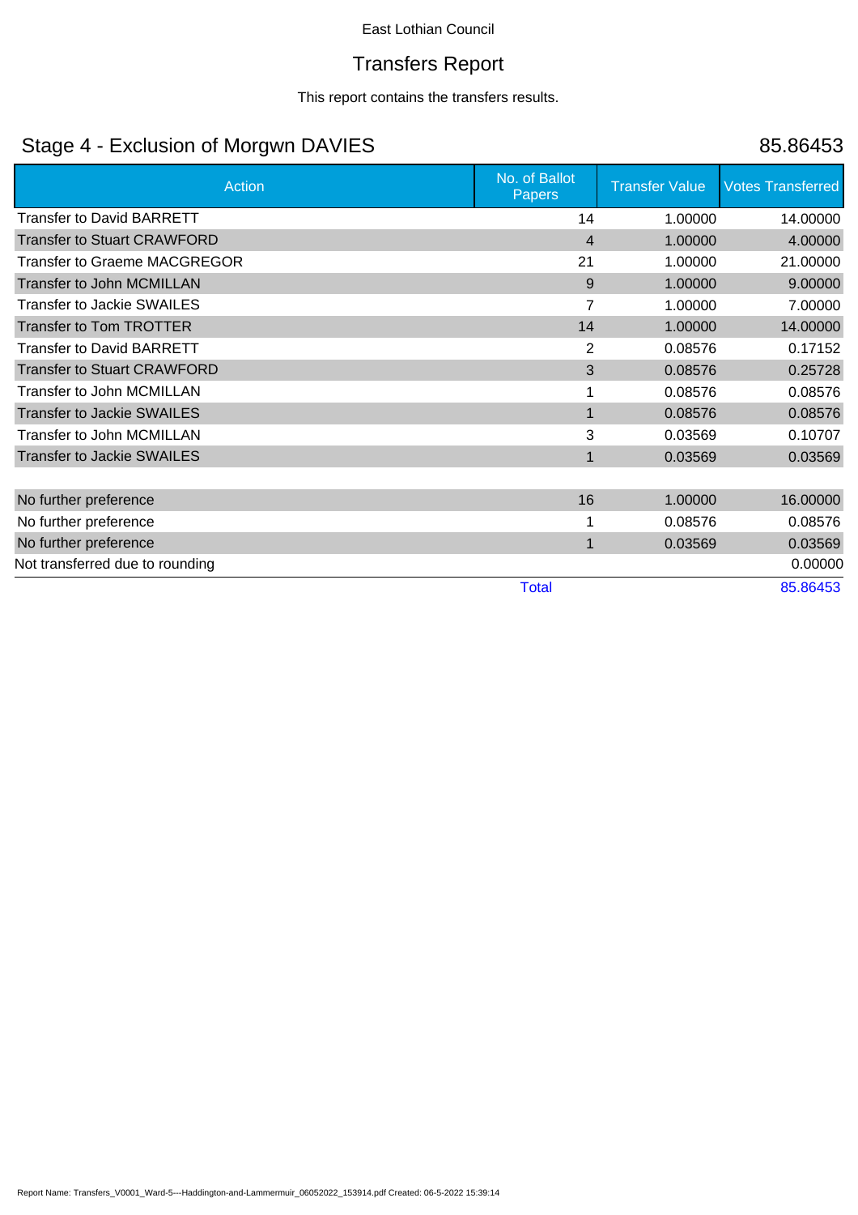East Lothian Council

# Transfers Report

This report contains the transfers results.

## Stage 4 - Exclusion of Morgwn DAVIES 85.86453

| Action | No. of Ballot Papers | Transfer Value | Votes Transferred |
|---|---|---|---|
| Transfer to David BARRETT | 14 | 1.00000 | 14.00000 |
| Transfer to Stuart CRAWFORD | 4 | 1.00000 | 4.00000 |
| Transfer to Graeme MACGREGOR | 21 | 1.00000 | 21.00000 |
| Transfer to John MCMILLAN | 9 | 1.00000 | 9.00000 |
| Transfer to Jackie SWAILES | 7 | 1.00000 | 7.00000 |
| Transfer to Tom TROTTER | 14 | 1.00000 | 14.00000 |
| Transfer to David BARRETT | 2 | 0.08576 | 0.17152 |
| Transfer to Stuart CRAWFORD | 3 | 0.08576 | 0.25728 |
| Transfer to John MCMILLAN | 1 | 0.08576 | 0.08576 |
| Transfer to Jackie SWAILES | 1 | 0.08576 | 0.08576 |
| Transfer to John MCMILLAN | 3 | 0.03569 | 0.10707 |
| Transfer to Jackie SWAILES | 1 | 0.03569 | 0.03569 |
| | | | |
| No further preference | 16 | 1.00000 | 16.00000 |
| No further preference | 1 | 0.08576 | 0.08576 |
| No further preference | 1 | 0.03569 | 0.03569 |
| Not transferred due to rounding | | | 0.00000 |
| | Total | | 85.86453 |

Report Name: Transfers_V0001_Ward-5---Haddington-and-Lammermuir_06052022_153914.pdf Created: 06-5-2022 15:39:14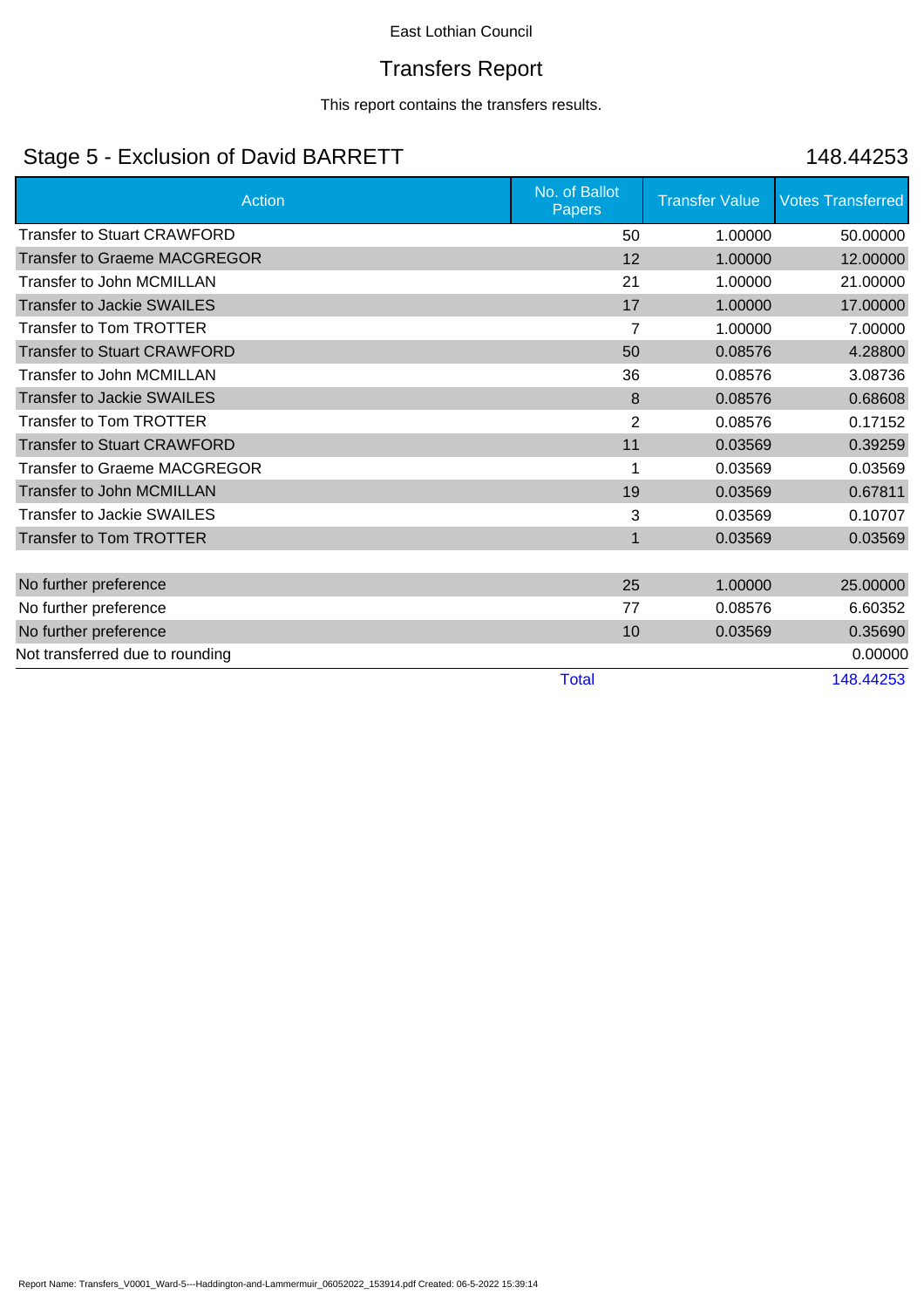East Lothian Council

# Transfers Report

This report contains the transfers results.

## Stage 5 - Exclusion of David BARRETT 148.44253

| Action | No. of Ballot Papers | Transfer Value | Votes Transferred |
|---|---|---|---|
| Transfer to Stuart CRAWFORD | 50 | 1.00000 | 50.00000 |
| Transfer to Graeme MACGREGOR | 12 | 1.00000 | 12.00000 |
| Transfer to John MCMILLAN | 21 | 1.00000 | 21.00000 |
| Transfer to Jackie SWAILES | 17 | 1.00000 | 17.00000 |
| Transfer to Tom TROTTER | 7 | 1.00000 | 7.00000 |
| Transfer to Stuart CRAWFORD | 50 | 0.08576 | 4.28800 |
| Transfer to John MCMILLAN | 36 | 0.08576 | 3.08736 |
| Transfer to Jackie SWAILES | 8 | 0.08576 | 0.68608 |
| Transfer to Tom TROTTER | 2 | 0.08576 | 0.17152 |
| Transfer to Stuart CRAWFORD | 11 | 0.03569 | 0.39259 |
| Transfer to Graeme MACGREGOR | 1 | 0.03569 | 0.03569 |
| Transfer to John MCMILLAN | 19 | 0.03569 | 0.67811 |
| Transfer to Jackie SWAILES | 3 | 0.03569 | 0.10707 |
| Transfer to Tom TROTTER | 1 | 0.03569 | 0.03569 |
| | | | |
| No further preference | 25 | 1.00000 | 25.00000 |
| No further preference | 77 | 0.08576 | 6.60352 |
| No further preference | 10 | 0.03569 | 0.35690 |
| Not transferred due to rounding | | | 0.00000 |
| | Total | | 148.44253 |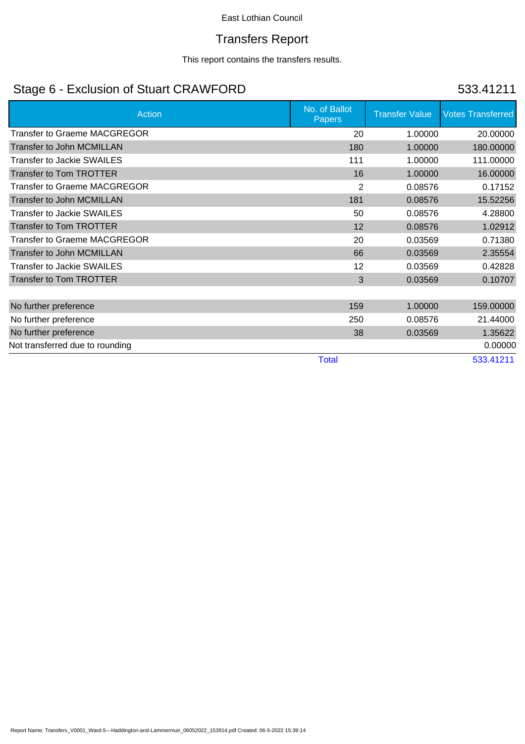East Lothian Council

# Transfers Report

This report contains the transfers results.

## Stage 6 - Exclusion of Stuart CRAWFORD

533.41211

| Action | No. of Ballot Papers | Transfer Value | Votes Transferred |
|---|---|---|---|
| Transfer to Graeme MACGREGOR | 20 | 1.00000 | 20.00000 |
| Transfer to John MCMILLAN | 180 | 1.00000 | 180.00000 |
| Transfer to Jackie SWAILES | 111 | 1.00000 | 111.00000 |
| Transfer to Tom TROTTER | 16 | 1.00000 | 16.00000 |
| Transfer to Graeme MACGREGOR | 2 | 0.08576 | 0.17152 |
| Transfer to John MCMILLAN | 181 | 0.08576 | 15.52256 |
| Transfer to Jackie SWAILES | 50 | 0.08576 | 4.28800 |
| Transfer to Tom TROTTER | 12 | 0.08576 | 1.02912 |
| Transfer to Graeme MACGREGOR | 20 | 0.03569 | 0.71380 |
| Transfer to John MCMILLAN | 66 | 0.03569 | 2.35554 |
| Transfer to Jackie SWAILES | 12 | 0.03569 | 0.42828 |
| Transfer to Tom TROTTER | 3 | 0.03569 | 0.10707 |
| | | | |
| No further preference | 159 | 1.00000 | 159.00000 |
| No further preference | 250 | 0.08576 | 21.44000 |
| No further preference | 38 | 0.03569 | 1.35622 |
| Not transferred due to rounding | | | 0.00000 |
| | Total | | 533.41211 |

Report Name: Transfers_V0001_Ward-5---Haddington-and-Lammermuir_06052022_153914.pdf Created: 06-5-2022 15:39:14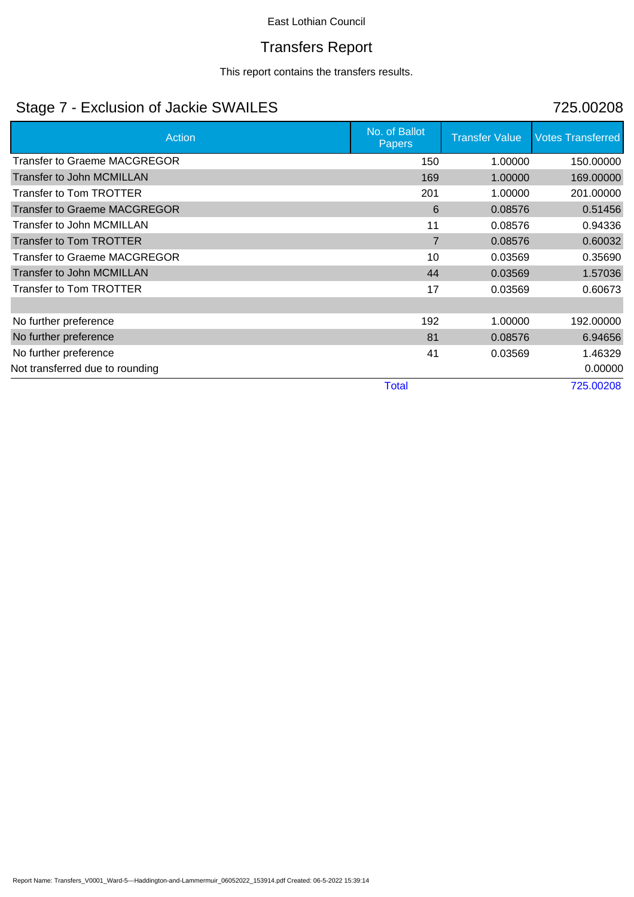East Lothian Council

# Transfers Report

This report contains the transfers results.

## Stage 7 - Exclusion of Jackie SWAILES

725.00208

| Action | No. of Ballot Papers | Transfer Value | Votes Transferred |
|---|---|---|---|
| Transfer to Graeme MACGREGOR | 150 | 1.00000 | 150.00000 |
| Transfer to John MCMILLAN | 169 | 1.00000 | 169.00000 |
| Transfer to Tom TROTTER | 201 | 1.00000 | 201.00000 |
| Transfer to Graeme MACGREGOR | 6 | 0.08576 | 0.51456 |
| Transfer to John MCMILLAN | 11 | 0.08576 | 0.94336 |
| Transfer to Tom TROTTER | 7 | 0.08576 | 0.60032 |
| Transfer to Graeme MACGREGOR | 10 | 0.03569 | 0.35690 |
| Transfer to John MCMILLAN | 44 | 0.03569 | 1.57036 |
| Transfer to Tom TROTTER | 17 | 0.03569 | 0.60673 |
| | | | |
| No further preference | 192 | 1.00000 | 192.00000 |
| No further preference | 81 | 0.08576 | 6.94656 |
| No further preference | 41 | 0.03569 | 1.46329 |
| Not transferred due to rounding | | | 0.00000 |
| | Total | | 725.00208 |

Report Name: Transfers_V0001_Ward-5---Haddington-and-Lammermuir_06052022_153914.pdf Created: 06-5-2022 15:39:14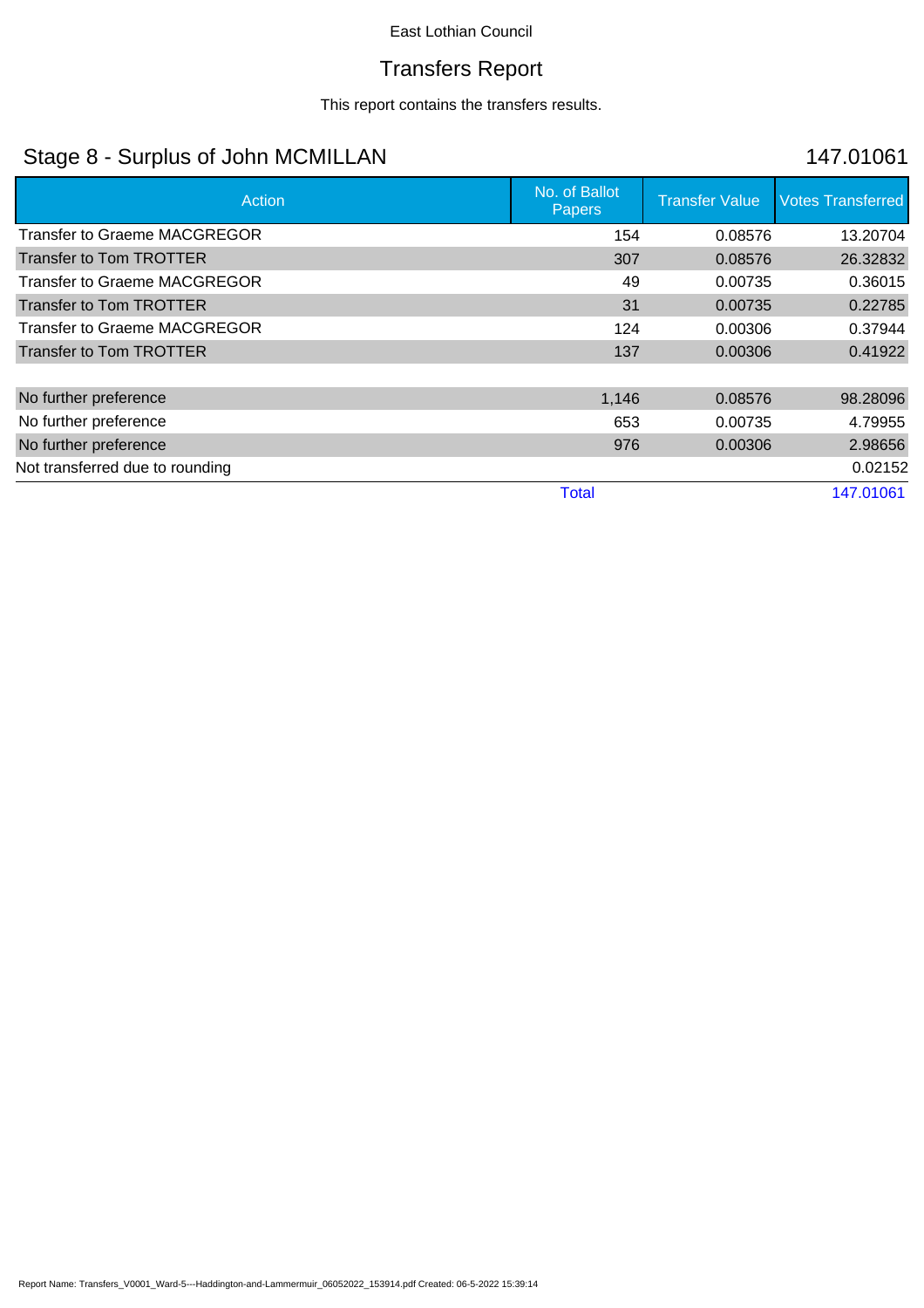East Lothian Council

# Transfers Report

This report contains the transfers results.

## Stage 8 - Surplus of John MCMILLAN

147.01061

| Action | No. of Ballot Papers | Transfer Value | Votes Transferred |
|---|---|---|---|
| Transfer to Graeme MACGREGOR | 154 | 0.08576 | 13.20704 |
| Transfer to Tom TROTTER | 307 | 0.08576 | 26.32832 |
| Transfer to Graeme MACGREGOR | 49 | 0.00735 | 0.36015 |
| Transfer to Tom TROTTER | 31 | 0.00735 | 0.22785 |
| Transfer to Graeme MACGREGOR | 124 | 0.00306 | 0.37944 |
| Transfer to Tom TROTTER | 137 | 0.00306 | 0.41922 |
| | | | |
| No further preference | 1,146 | 0.08576 | 98.28096 |
| No further preference | 653 | 0.00735 | 4.79955 |
| No further preference | 976 | 0.00306 | 2.98656 |
| Not transferred due to rounding | | | 0.02152 |
| | Total | | 147.01061 |

Report Name: Transfers_V0001_Ward-5---Haddington-and-Lammermuir_06052022_153914.pdf Created: 06-5-2022 15:39:14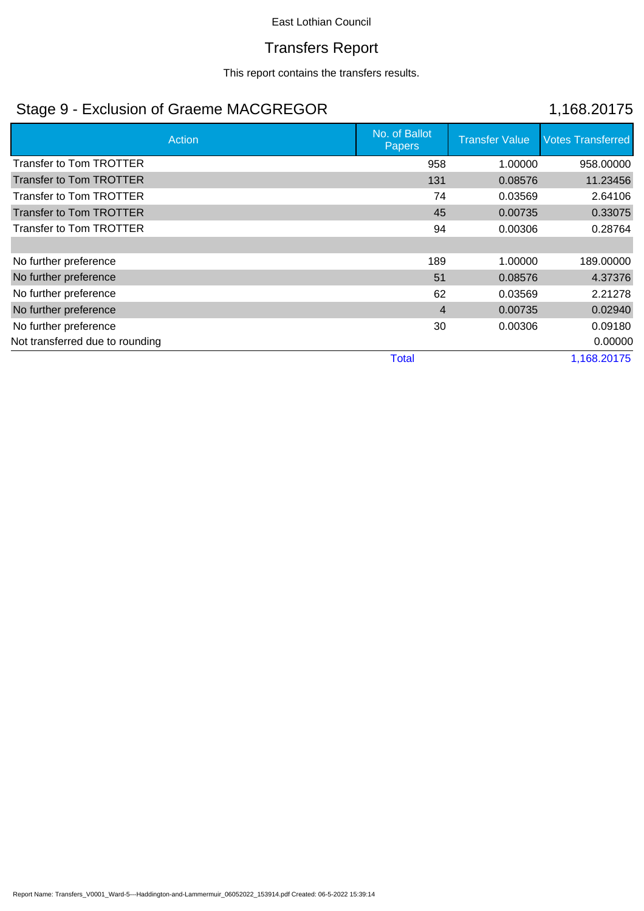East Lothian Council

# Transfers Report

This report contains the transfers results.

## Stage 9 - Exclusion of Graeme MACGREGOR

1,168.20175

| Action | No. of Ballot Papers | Transfer Value | Votes Transferred |
|---|---|---|---|
| Transfer to Tom TROTTER | 958 | 1.00000 | 958.00000 |
| Transfer to Tom TROTTER | 131 | 0.08576 | 11.23456 |
| Transfer to Tom TROTTER | 74 | 0.03569 | 2.64106 |
| Transfer to Tom TROTTER | 45 | 0.00735 | 0.33075 |
| Transfer to Tom TROTTER | 94 | 0.00306 | 0.28764 |
| | | | |
| No further preference | 189 | 1.00000 | 189.00000 |
| No further preference | 51 | 0.08576 | 4.37376 |
| No further preference | 62 | 0.03569 | 2.21278 |
| No further preference | 4 | 0.00735 | 0.02940 |
| No further preference | 30 | 0.00306 | 0.09180 |
| Not transferred due to rounding | | | 0.00000 |
| | Total | | 1,168.20175 |

Report Name: Transfers_V0001_Ward-5---Haddington-and-Lammermuir_06052022_153914.pdf Created: 06-5-2022 15:39:14